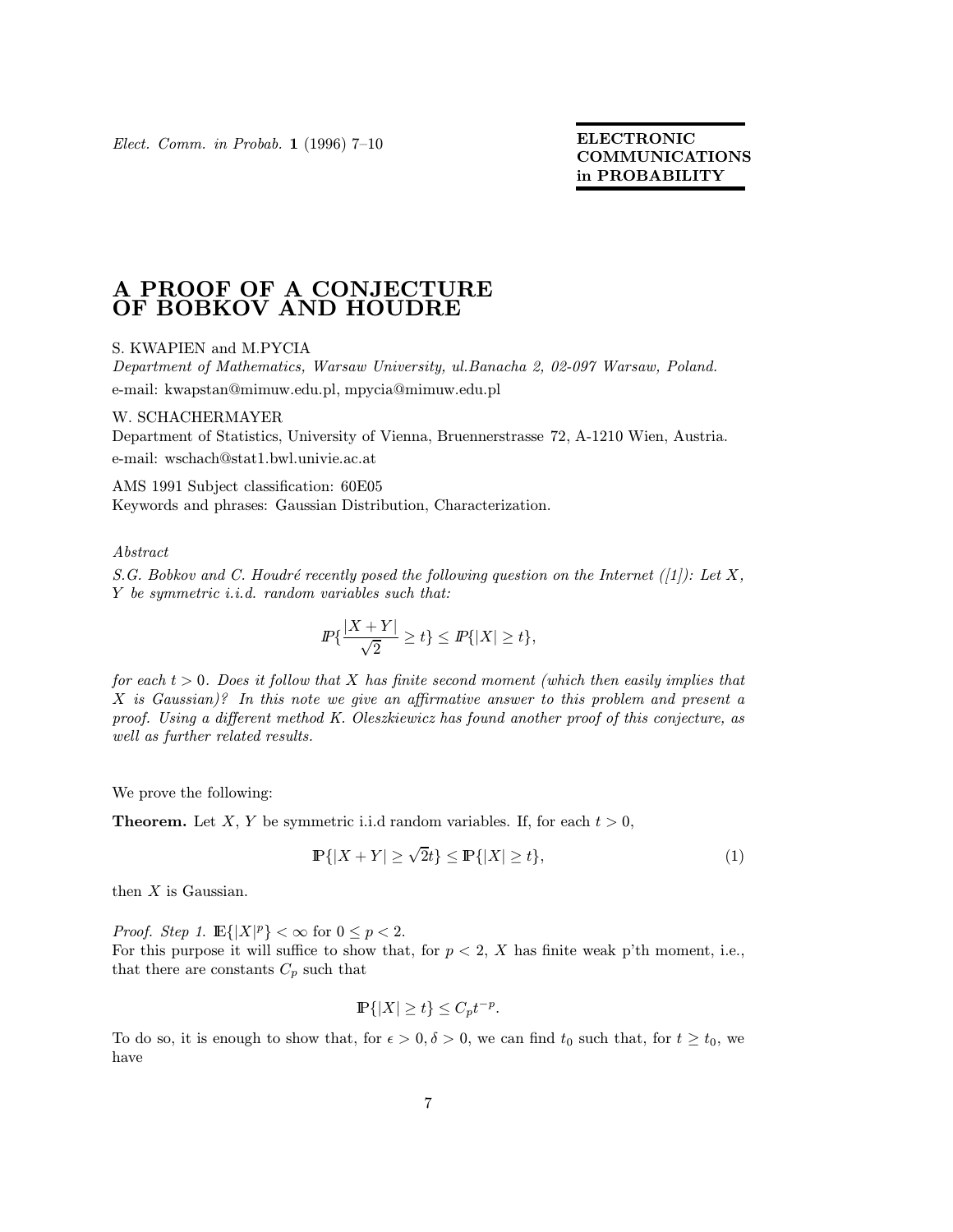ELECTRONIC COMMUNICATIONS in PROBABILITY

# A PROOF OF A CONJECTURE OF BOBKOV AND HOUDRE

S. KWAPIEN and M.PYCIA

*Department of Mathematics, Warsaw University, ul.Banacha 2, 02-097 Warsaw, Poland.*

e-mail: kwapstan@mimuw.edu.pl, mpycia@mimuw.edu.pl

W. SCHACHERMAYER

Department of Statistics, University of Vienna, Bruennerstrasse 72, A-1210 Wien, Austria.

e-mail: wschach@stat1.bwl.univie.ac.at

AMS 1991 Subject classification: 60E05

Keywords and phrases: Gaussian Distribution, Characterization.

*Abstract*

*S.G. Bobkov and C. Houdré recently posed the following question on the Internet ([1]): Let $X$, $Y$ be symmetric i.i.d. random variables such that:*

$$\mathbb{P}\{\frac{|X+Y|}{\sqrt{2}} \geq t\} \leq \mathbb{P}\{|X| \geq t\},$$

*for each $t > 0$. Does it follow that $X$ has finite second moment (which then easily implies that $X$ is Gaussian)? In this note we give an affirmative answer to this problem and present a proof. Using a different method K. Oleszkiewicz has found another proof of this conjecture, as well as further related results.*

We prove the following:

**Theorem.** Let $X$, $Y$ be symmetric i.i.d random variables. If, for each $t > 0$,

$$\mathbb{P}\{|X+Y| \geq \sqrt{2}t\} \leq \mathbb{P}\{|X| \geq t\}, \tag{1}$$

then $X$ is Gaussian.

*Proof. Step 1.* $\mathbb{E}\{|X|^p\} < \infty$ for $0 \leq p < 2$.

For this purpose it will suffice to show that, for $p < 2$, $X$ has finite weak p'th moment, i.e., that there are constants $C_p$ such that

$$\mathbb{P}\{|X| \geq t\} \leq C_p t^{-p}.$$

To do so, it is enough to show that, for $\epsilon > 0, \delta > 0$, we can find $t_0$ such that, for $t \geq t_0$, we have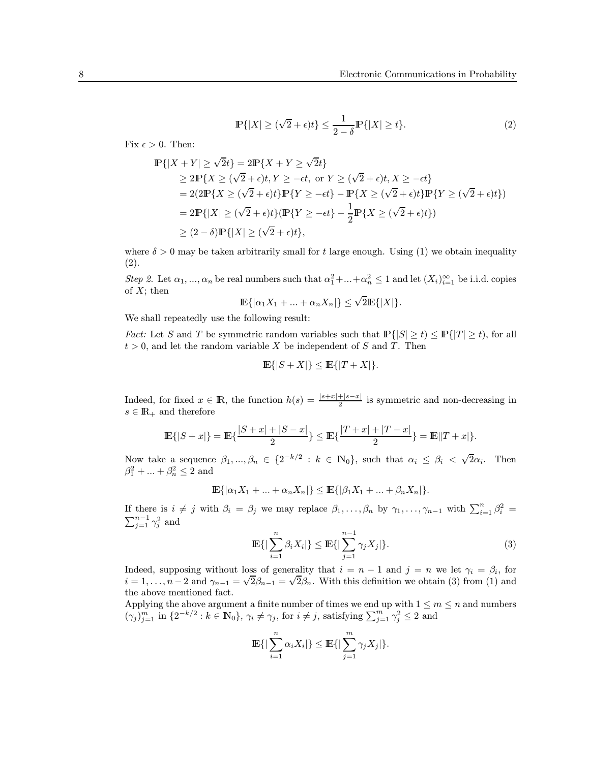$$\mathbb{P}\{|X| \geq (\sqrt{2}+\epsilon)t\} \leq \frac{1}{2-\delta}\mathbb{P}\{|X| \geq t\}. \tag{2}$$

Fix $\epsilon > 0$. Then:

$$\begin{aligned}
\mathbb{P}\{|X+Y| \geq \sqrt{2}t\} &= 2\mathbb{P}\{X+Y \geq \sqrt{2}t\} \\
&\geq 2\mathbb{P}\{X \geq (\sqrt{2}+\epsilon)t, Y \geq -\epsilon t, \text{ or } Y \geq (\sqrt{2}+\epsilon)t, X \geq -\epsilon t\} \\
&= 2(2\mathbb{P}\{X \geq (\sqrt{2}+\epsilon)t\}\mathbb{P}\{Y \geq -\epsilon t\} - \mathbb{P}\{X \geq (\sqrt{2}+\epsilon)t\}\mathbb{P}\{Y \geq (\sqrt{2}+\epsilon)t\}) \\
&= 2\mathbb{P}\{|X| \geq (\sqrt{2}+\epsilon)t\}(\mathbb{P}\{Y \geq -\epsilon t\} - \frac{1}{2}\mathbb{P}\{X \geq (\sqrt{2}+\epsilon)t\}) \\
&\geq (2-\delta)\mathbb{P}\{|X| \geq (\sqrt{2}+\epsilon)t\},
\end{aligned}$$

where $\delta > 0$ may be taken arbitrarily small for $t$ large enough. Using (1) we obtain inequality (2).

*Step 2.* Let $\alpha_1, ..., \alpha_n$ be real numbers such that $\alpha_1^2 + ... + \alpha_n^2 \leq 1$ and let $(X_i)_{i=1}^{\infty}$ be i.i.d. copies of $X$; then

$$\mathbb{E}\{|\alpha_1 X_1 + ... + \alpha_n X_n|\} \leq \sqrt{2}\mathbb{E}\{|X|\}.$$

We shall repeatedly use the following result:

*Fact:* Let $S$ and $T$ be symmetric random variables such that $\mathbb{P}\{|S| \geq t) \leq \mathbb{P}\{|T| \geq t)$, for all $t > 0$, and let the random variable $X$ be independent of $S$ and $T$. Then

$$\mathbb{E}\{|S+X|\} \leq \mathbb{E}\{|T+X|\}.$$

Indeed, for fixed $x \in \mathbb{R}$, the function $h(s) = \frac{|s+x|+|s-x|}{2}$ is symmetric and non-decreasing in $s \in \mathbb{R}_+$ and therefore

$$\mathbb{E}\{|S+x|\} = \mathbb{E}\{\frac{|S+x|+|S-x|}{2}\} \leq \mathbb{E}\{\frac{|T+x|+|T-x|}{2}\} = \mathbb{E}\|T+x|\}.$$

Now take a sequence $\beta_1, ..., \beta_n \in \{2^{-k/2} : k \in \mathbb{N}_0\}$, such that $\alpha_i \leq \beta_i < \sqrt{2}\alpha_i$. Then $\beta_1^2 + ... + \beta_n^2 \leq 2$ and

$$\mathbb{E}\{|\alpha_1 X_1 + ... + \alpha_n X_n|\} \leq \mathbb{E}\{|\beta_1 X_1 + ... + \beta_n X_n|\}.$$

If there is $i \neq j$ with $\beta_i = \beta_j$ we may replace $\beta_1, \ldots, \beta_n$ by $\gamma_1, \ldots, \gamma_{n-1}$ with $\sum_{i=1}^n \beta_i^2 = \sum_{j=1}^{n-1} \gamma_j^2$ and

$$\mathbb{E}\{|\sum_{i=1}^{n} \beta_i X_i|\} \leq \mathbb{E}\{|\sum_{j=1}^{n-1} \gamma_j X_j|\}. \tag{3}$$

Indeed, supposing without loss of generality that $i = n-1$ and $j = n$ we let $\gamma_i = \beta_i$, for $i = 1, \ldots, n-2$ and $\gamma_{n-1} = \sqrt{2}\beta_{n-1} = \sqrt{2}\beta_n$. With this definition we obtain (3) from (1) and the above mentioned fact.

Applying the above argument a finite number of times we end up with $1 \leq m \leq n$ and numbers $(\gamma_j)_{j=1}^m$ in $\{2^{-k/2} : k \in \mathbb{N}_0\}$, $\gamma_i \neq \gamma_j$, for $i \neq j$, satisfying $\sum_{j=1}^m \gamma_j^2 \leq 2$ and

$$\mathbb{E}\{|\sum_{i=1}^{n} \alpha_i X_i|\} \leq \mathbb{E}\{|\sum_{j=1}^{m} \gamma_j X_j|\}.$$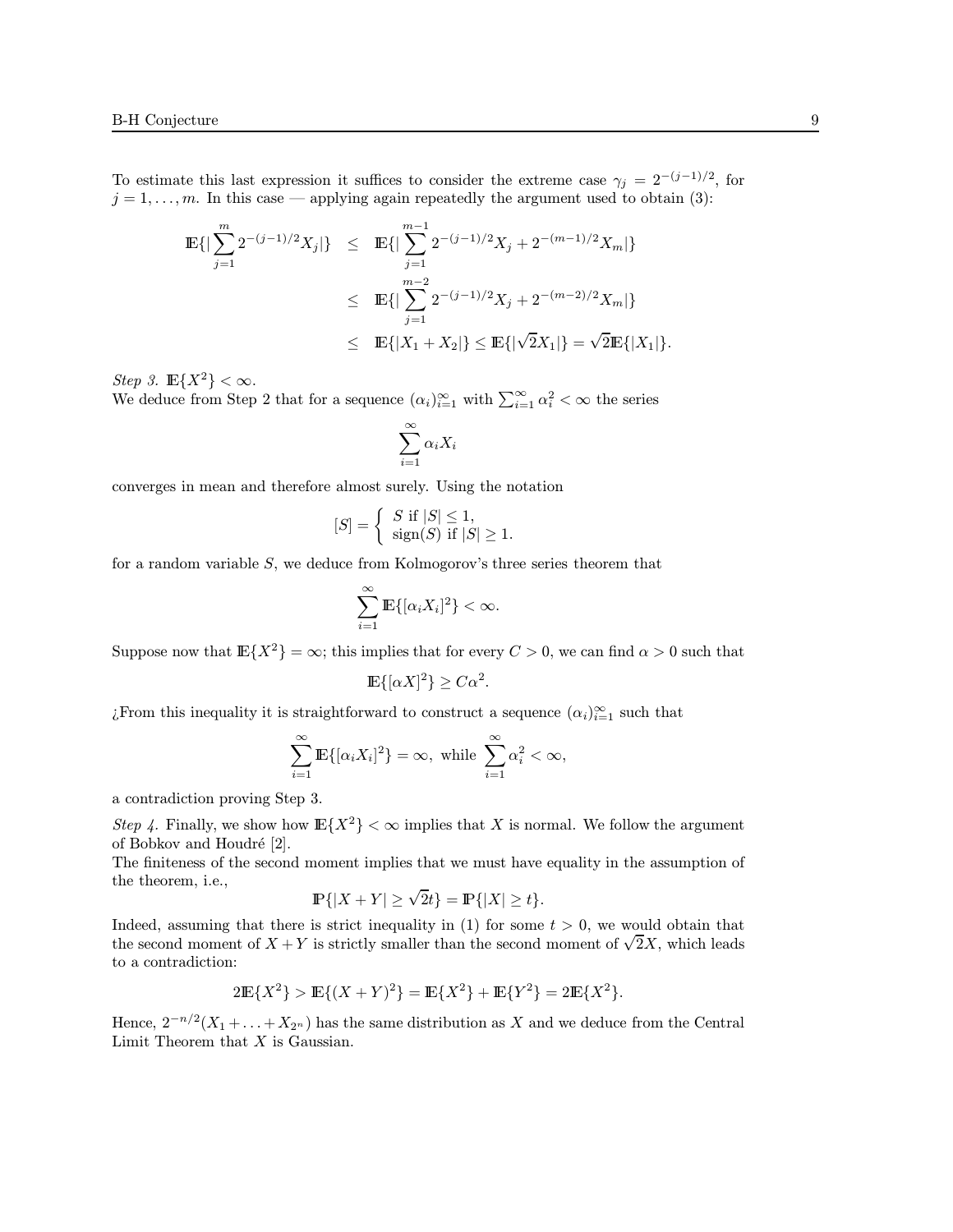To estimate this last expression it suffices to consider the extreme case $\gamma_j = 2^{-(j-1)/2}$, for $j = 1, \ldots, m$. In this case — applying again repeatedly the argument used to obtain (3):

$$
\begin{aligned}
\mathbb{E}\{|\sum_{j=1}^{m} 2^{-(j-1)/2} X_j|\} &\leq \mathbb{E}\{|\sum_{j=1}^{m-1} 2^{-(j-1)/2} X_j + 2^{-(m-1)/2} X_m|\} \\
&\leq \mathbb{E}\{|\sum_{j=1}^{m-2} 2^{-(j-1)/2} X_j + 2^{-(m-2)/2} X_m|\} \\
&\leq \mathbb{E}\{|X_1 + X_2|\} \leq \mathbb{E}\{|\sqrt{2} X_1|\} = \sqrt{2}\mathbb{E}\{|X_1|\}.
\end{aligned}
$$

*Step 3.* $\mathbb{E}\{X^2\} < \infty$.
We deduce from Step 2 that for a sequence $(\alpha_i)_{i=1}^{\infty}$ with $\sum_{i=1}^{\infty} \alpha_i^2 < \infty$ the series

$$
\sum_{i=1}^{\infty} \alpha_i X_i
$$

converges in mean and therefore almost surely. Using the notation

$$
[S] = \begin{cases} S \text{ if } |S| \leq 1, \\ \operatorname{sign}(S) \text{ if } |S| \geq 1. \end{cases}
$$

for a random variable $S$, we deduce from Kolmogorov's three series theorem that

$$
\sum_{i=1}^{\infty} \mathbb{E}\{[\alpha_i X_i]^2\} < \infty.
$$

Suppose now that $\mathbb{E}\{X^2\} = \infty$; this implies that for every $C > 0$, we can find $\alpha > 0$ such that

$$
\mathbb{E}\{[\alpha X]^2\} \geq C\alpha^2.
$$

¿From this inequality it is straightforward to construct a sequence $(\alpha_i)_{i=1}^{\infty}$ such that

$$
\sum_{i=1}^{\infty} \mathbb{E}\{[\alpha_i X_i]^2\} = \infty, \text{ while } \sum_{i=1}^{\infty} \alpha_i^2 < \infty,
$$

a contradiction proving Step 3.

*Step 4.* Finally, we show how $\mathbb{E}\{X^2\} < \infty$ implies that $X$ is normal. We follow the argument of Bobkov and Houdré [2].
The finiteness of the second moment implies that we must have equality in the assumption of the theorem, i.e.,

$$
\mathbb{P}\{|X + Y| \geq \sqrt{2}t\} = \mathbb{P}\{|X| \geq t\}.
$$

Indeed, assuming that there is strict inequality in (1) for some $t > 0$, we would obtain that the second moment of $X + Y$ is strictly smaller than the second moment of $\sqrt{2}X$, which leads to a contradiction:

$$
2\mathbb{E}\{X^2\} > \mathbb{E}\{(X + Y)^2\} = \mathbb{E}\{X^2\} + \mathbb{E}\{Y^2\} = 2\mathbb{E}\{X^2\}.
$$

Hence, $2^{-n/2}(X_1 + \ldots + X_{2^n})$ has the same distribution as $X$ and we deduce from the Central Limit Theorem that $X$ is Gaussian.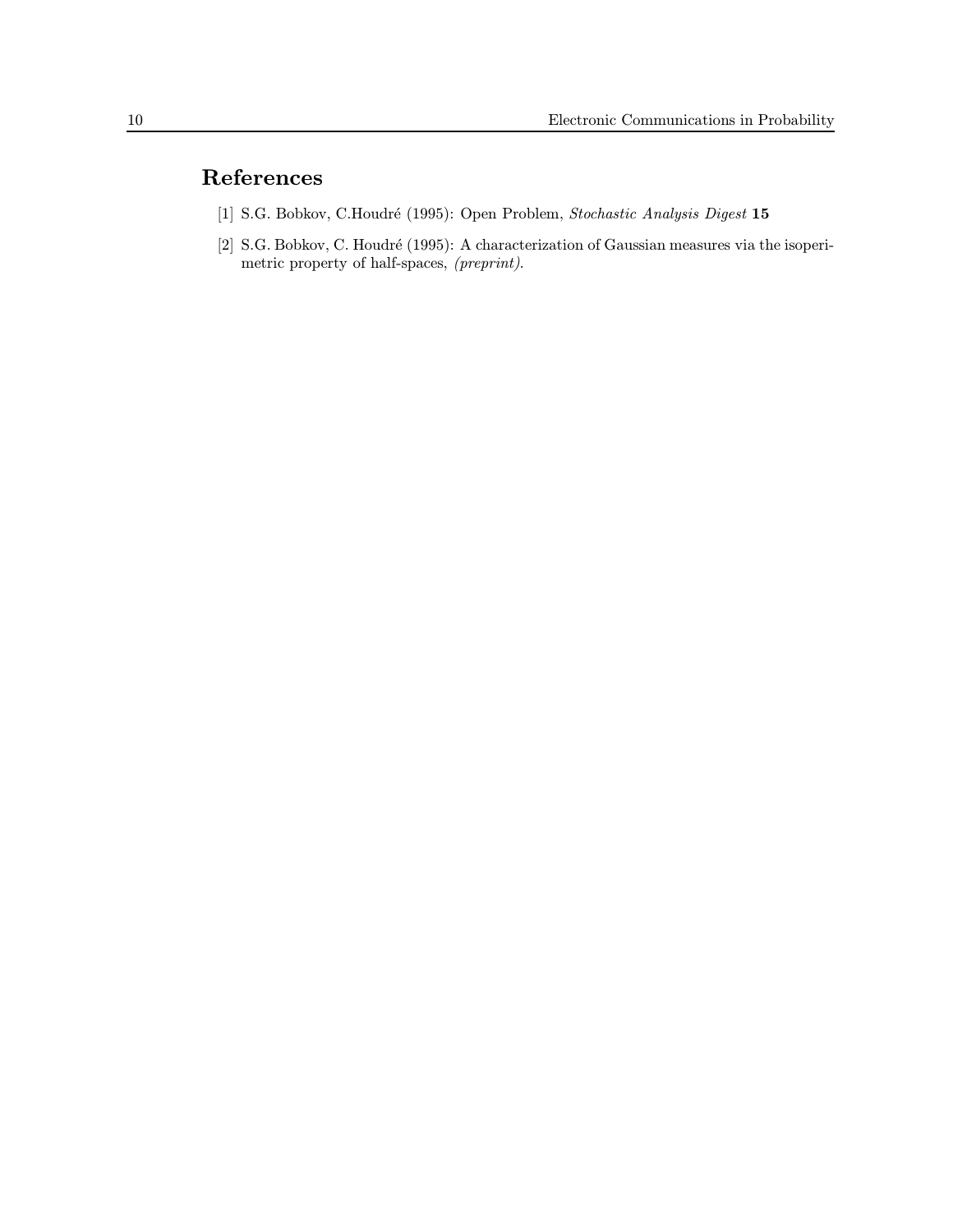# References

[1] S.G. Bobkov, C.Houdré (1995): Open Problem, *Stochastic Analysis Digest* **15**

[2] S.G. Bobkov, C. Houdré (1995): A characterization of Gaussian measures via the isoperimetric property of half-spaces, *(preprint)*.